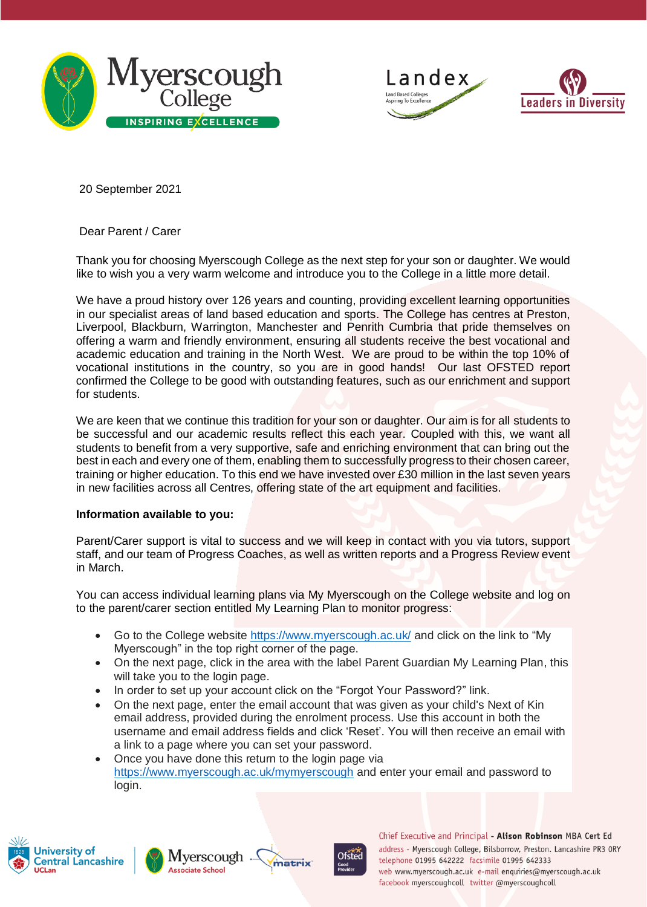20 September 2021

Dear Parent / Carer

Thank you for choosing Myerscough College as the next step for your son or daughter. We would like to wish you a very warm welcome and introduce you to the College in a little more detail.

We have a proud history over 126 years and counting, providing excellent learning opportunities in our specialist areas of land based education and sports. The College has centres at Preston, Liverpool, Blackburn, Warrington, Manchester and Penrith Cumbria that pride themselves on offering a warm and friendly environment, ensuring all students receive the best vocational and academic education and training in the North West. We are proud to be within the top 10% of vocational institutions in the country, so you are in good hands! Our last OFSTED report confirmed the College to be good with outstanding features, such as our enrichment and support for students.

We are keen that we continue this tradition for your son or daughter. Our aim is for all students to be successful and our academic results reflect this each year. Coupled with this, we want all students to benefit from a very supportive, safe and enriching environment that can bring out the best in each and every one of them, enabling them to successfully progress to their chosen career, training or higher education. To this end we have invested over £30 million in the last seven years in new facilities across all Centres, offering state of the art equipment and facilities.

**Information available to you:**

Parent/Carer support is vital to success and we will keep in contact with you via tutors, support staff, and our team of Progress Coaches, as well as written reports and a Progress Review event in March.

You can access individual learning plans via My Myerscough on the College website and log on to the parent/carer section entitled My Learning Plan to monitor progress:

- Go to the College website https://www.myerscough.ac.uk/ and click on the link to "My Myerscough" in the top right corner of the page.
- On the next page, click in the area with the label Parent Guardian My Learning Plan, this will take you to the login page.
- In order to set up your account click on the "Forgot Your Password?" link.
- On the next page, enter the email account that was given as your child's Next of Kin email address, provided during the enrolment process. Use this account in both the username and email address fields and click 'Reset'. You will then receive an email with a link to a page where you can set your password.
- Once you have done this return to the login page via https://www.myerscough.ac.uk/mymyerscough and enter your email and password to login.

Chief Executive and Principal - **Alison Robinson** MBA Cert Ed
address - Myerscough College, Bilsborrow, Preston. Lancashire PR3 0RY
telephone 01995 642222 facsimile 01995 642333
web www.myerscough.ac.uk e-mail enquiries@myerscough.ac.uk
facebook myerscoughcoll twitter @myerscoughcoll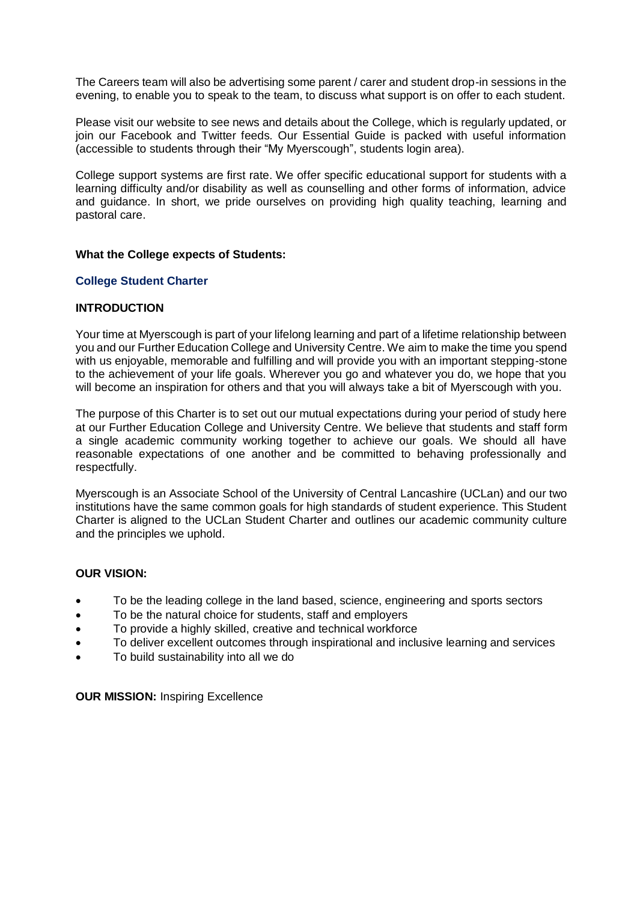The Careers team will also be advertising some parent / carer and student drop-in sessions in the evening, to enable you to speak to the team, to discuss what support is on offer to each student.

Please visit our website to see news and details about the College, which is regularly updated, or join our Facebook and Twitter feeds. Our Essential Guide is packed with useful information (accessible to students through their "My Myerscough", students login area).

College support systems are first rate. We offer specific educational support for students with a learning difficulty and/or disability as well as counselling and other forms of information, advice and guidance. In short, we pride ourselves on providing high quality teaching, learning and pastoral care.

**What the College expects of Students:**

## College Student Charter

### INTRODUCTION

Your time at Myerscough is part of your lifelong learning and part of a lifetime relationship between you and our Further Education College and University Centre. We aim to make the time you spend with us enjoyable, memorable and fulfilling and will provide you with an important stepping-stone to the achievement of your life goals. Wherever you go and whatever you do, we hope that you will become an inspiration for others and that you will always take a bit of Myerscough with you.

The purpose of this Charter is to set out our mutual expectations during your period of study here at our Further Education College and University Centre. We believe that students and staff form a single academic community working together to achieve our goals. We should all have reasonable expectations of one another and be committed to behaving professionally and respectfully.

Myerscough is an Associate School of the University of Central Lancashire (UCLan) and our two institutions have the same common goals for high standards of student experience. This Student Charter is aligned to the UCLan Student Charter and outlines our academic community culture and the principles we uphold.

### OUR VISION:

- To be the leading college in the land based, science, engineering and sports sectors
- To be the natural choice for students, staff and employers
- To provide a highly skilled, creative and technical workforce
- To deliver excellent outcomes through inspirational and inclusive learning and services
- To build sustainability into all we do

**OUR MISSION:** Inspiring Excellence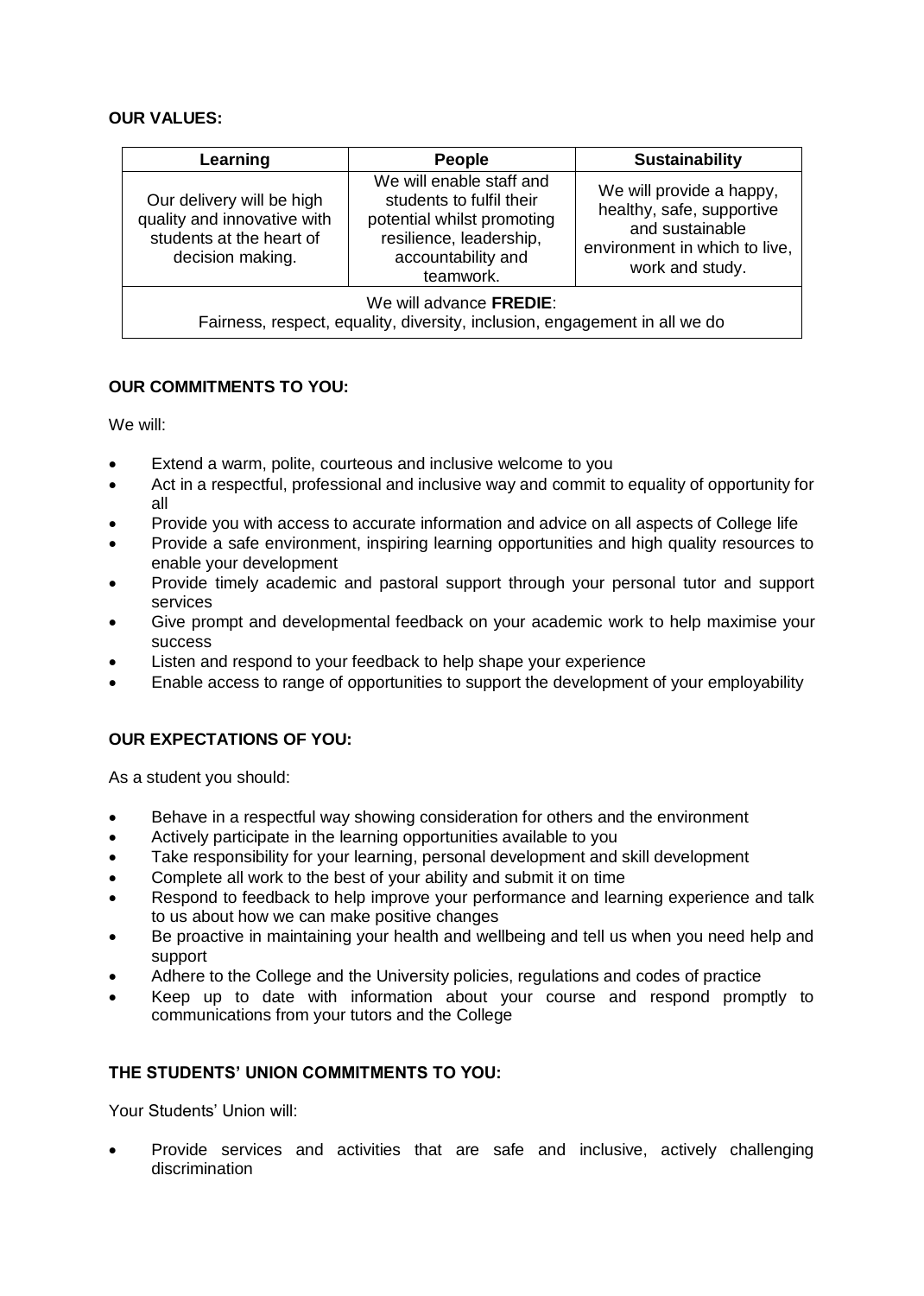**OUR VALUES:**

| Learning | People | Sustainability |
|---|---|---|
| Our delivery will be high quality and innovative with students at the heart of decision making. | We will enable staff and students to fulfil their potential whilst promoting resilience, leadership, accountability and teamwork. | We will provide a happy, healthy, safe, supportive and sustainable environment in which to live, work and study. |
| We will advance **FREDIE**: Fairness, respect, equality, diversity, inclusion, engagement in all we do | | |

**OUR COMMITMENTS TO YOU:**

We will:

- Extend a warm, polite, courteous and inclusive welcome to you
- Act in a respectful, professional and inclusive way and commit to equality of opportunity for all
- Provide you with access to accurate information and advice on all aspects of College life
- Provide a safe environment, inspiring learning opportunities and high quality resources to enable your development
- Provide timely academic and pastoral support through your personal tutor and support services
- Give prompt and developmental feedback on your academic work to help maximise your success
- Listen and respond to your feedback to help shape your experience
- Enable access to range of opportunities to support the development of your employability

**OUR EXPECTATIONS OF YOU:**

As a student you should:

- Behave in a respectful way showing consideration for others and the environment
- Actively participate in the learning opportunities available to you
- Take responsibility for your learning, personal development and skill development
- Complete all work to the best of your ability and submit it on time
- Respond to feedback to help improve your performance and learning experience and talk to us about how we can make positive changes
- Be proactive in maintaining your health and wellbeing and tell us when you need help and support
- Adhere to the College and the University policies, regulations and codes of practice
- Keep up to date with information about your course and respond promptly to communications from your tutors and the College

**THE STUDENTS' UNION COMMITMENTS TO YOU:**

Your Students' Union will:

- Provide services and activities that are safe and inclusive, actively challenging discrimination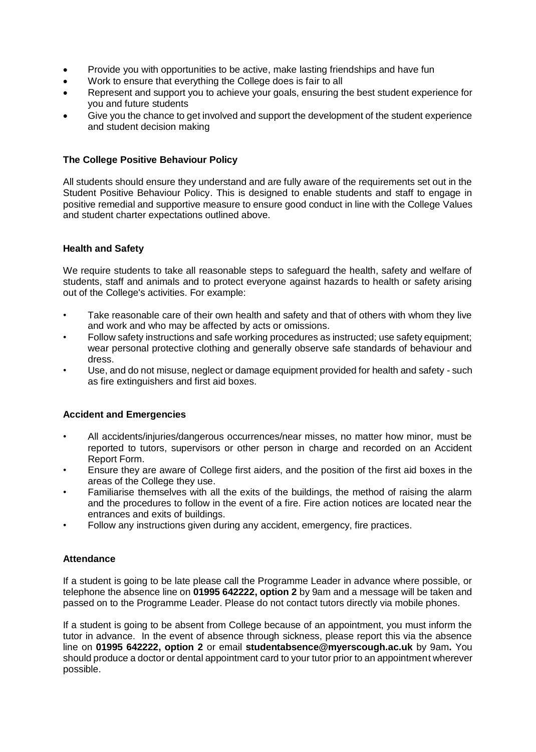- Provide you with opportunities to be active, make lasting friendships and have fun
- Work to ensure that everything the College does is fair to all
- Represent and support you to achieve your goals, ensuring the best student experience for you and future students
- Give you the chance to get involved and support the development of the student experience and student decision making

**The College Positive Behaviour Policy**

All students should ensure they understand and are fully aware of the requirements set out in the Student Positive Behaviour Policy. This is designed to enable students and staff to engage in positive remedial and supportive measure to ensure good conduct in line with the College Values and student charter expectations outlined above.

**Health and Safety**

We require students to take all reasonable steps to safeguard the health, safety and welfare of students, staff and animals and to protect everyone against hazards to health or safety arising out of the College's activities. For example:

- Take reasonable care of their own health and safety and that of others with whom they live and work and who may be affected by acts or omissions.
- Follow safety instructions and safe working procedures as instructed; use safety equipment; wear personal protective clothing and generally observe safe standards of behaviour and dress.
- Use, and do not misuse, neglect or damage equipment provided for health and safety - such as fire extinguishers and first aid boxes.

**Accident and Emergencies**

- All accidents/injuries/dangerous occurrences/near misses, no matter how minor, must be reported to tutors, supervisors or other person in charge and recorded on an Accident Report Form.
- Ensure they are aware of College first aiders, and the position of the first aid boxes in the areas of the College they use.
- Familiarise themselves with all the exits of the buildings, the method of raising the alarm and the procedures to follow in the event of a fire. Fire action notices are located near the entrances and exits of buildings.
- Follow any instructions given during any accident, emergency, fire practices.

**Attendance**

If a student is going to be late please call the Programme Leader in advance where possible, or telephone the absence line on **01995 642222, option 2** by 9am and a message will be taken and passed on to the Programme Leader. Please do not contact tutors directly via mobile phones.

If a student is going to be absent from College because of an appointment, you must inform the tutor in advance. In the event of absence through sickness, please report this via the absence line on **01995 642222, option 2** or email **studentabsence@myerscough.ac.uk** by 9am**.** You should produce a doctor or dental appointment card to your tutor prior to an appointment wherever possible.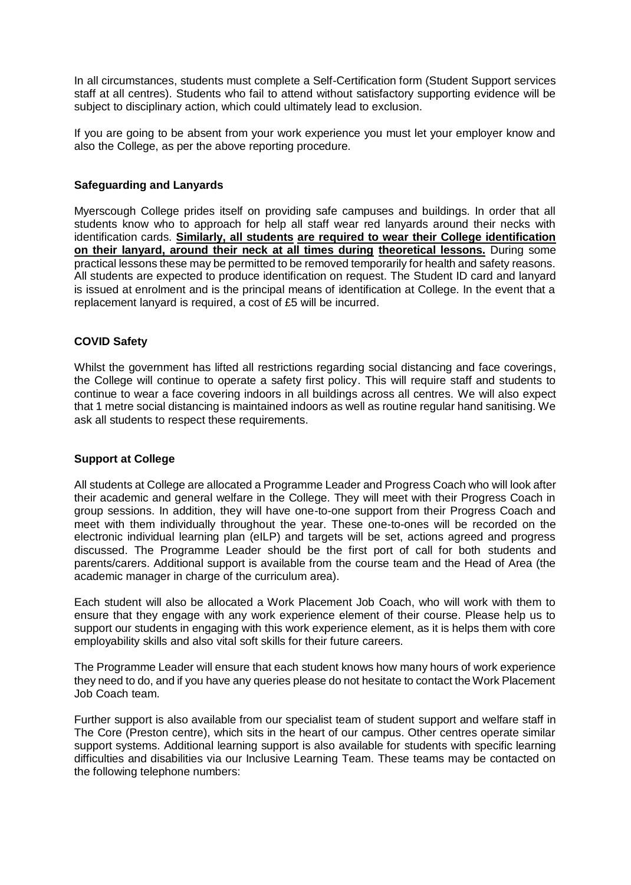In all circumstances, students must complete a Self-Certification form (Student Support services staff at all centres). Students who fail to attend without satisfactory supporting evidence will be subject to disciplinary action, which could ultimately lead to exclusion.

If you are going to be absent from your work experience you must let your employer know and also the College, as per the above reporting procedure.

### Safeguarding and Lanyards

Myerscough College prides itself on providing safe campuses and buildings. In order that all students know who to approach for help all staff wear red lanyards around their necks with identification cards. **Similarly, all students are required to wear their College identification on their lanyard, around their neck at all times during theoretical lessons.** During some practical lessons these may be permitted to be removed temporarily for health and safety reasons. All students are expected to produce identification on request. The Student ID card and lanyard is issued at enrolment and is the principal means of identification at College. In the event that a replacement lanyard is required, a cost of £5 will be incurred.

### COVID Safety

Whilst the government has lifted all restrictions regarding social distancing and face coverings, the College will continue to operate a safety first policy. This will require staff and students to continue to wear a face covering indoors in all buildings across all centres. We will also expect that 1 metre social distancing is maintained indoors as well as routine regular hand sanitising. We ask all students to respect these requirements.

### Support at College

All students at College are allocated a Programme Leader and Progress Coach who will look after their academic and general welfare in the College. They will meet with their Progress Coach in group sessions. In addition, they will have one-to-one support from their Progress Coach and meet with them individually throughout the year. These one-to-ones will be recorded on the electronic individual learning plan (eILP) and targets will be set, actions agreed and progress discussed. The Programme Leader should be the first port of call for both students and parents/carers. Additional support is available from the course team and the Head of Area (the academic manager in charge of the curriculum area).

Each student will also be allocated a Work Placement Job Coach, who will work with them to ensure that they engage with any work experience element of their course. Please help us to support our students in engaging with this work experience element, as it is helps them with core employability skills and also vital soft skills for their future careers.

The Programme Leader will ensure that each student knows how many hours of work experience they need to do, and if you have any queries please do not hesitate to contact the Work Placement Job Coach team.

Further support is also available from our specialist team of student support and welfare staff in The Core (Preston centre), which sits in the heart of our campus. Other centres operate similar support systems. Additional learning support is also available for students with specific learning difficulties and disabilities via our Inclusive Learning Team. These teams may be contacted on the following telephone numbers: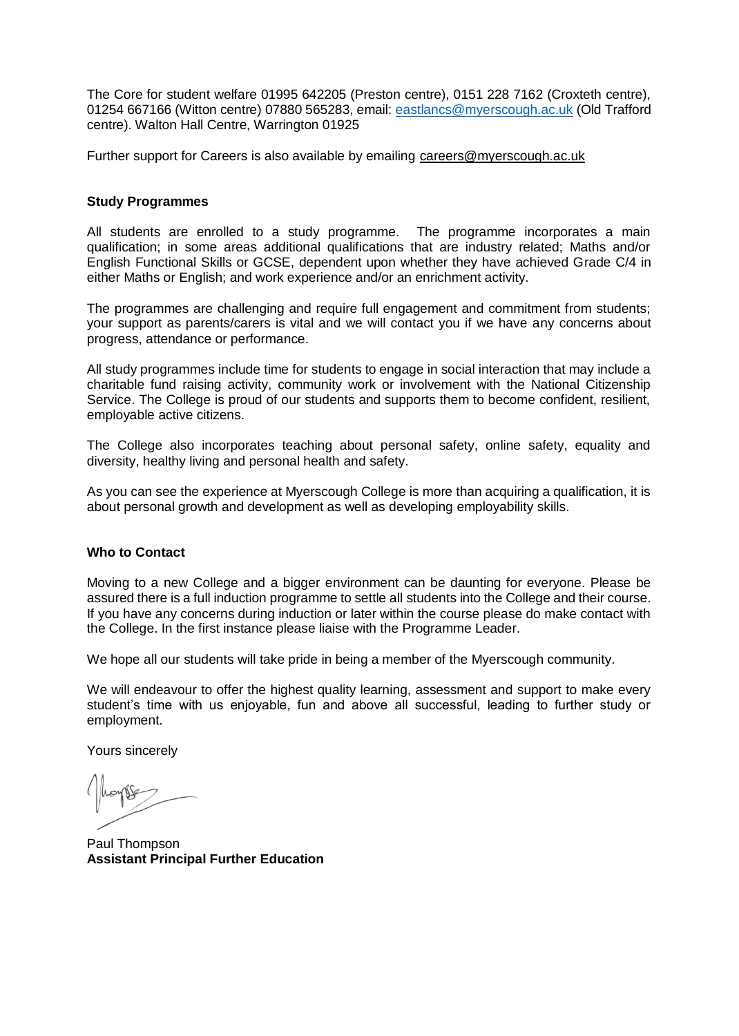The Core for student welfare 01995 642205 (Preston centre), 0151 228 7162 (Croxteth centre), 01254 667166 (Witton centre) 07880 565283, email: eastlancs@myerscough.ac.uk (Old Trafford centre). Walton Hall Centre, Warrington 01925

Further support for Careers is also available by emailing careers@myerscough.ac.uk

**Study Programmes**

All students are enrolled to a study programme. The programme incorporates a main qualification; in some areas additional qualifications that are industry related; Maths and/or English Functional Skills or GCSE, dependent upon whether they have achieved Grade C/4 in either Maths or English; and work experience and/or an enrichment activity.

The programmes are challenging and require full engagement and commitment from students; your support as parents/carers is vital and we will contact you if we have any concerns about progress, attendance or performance.

All study programmes include time for students to engage in social interaction that may include a charitable fund raising activity, community work or involvement with the National Citizenship Service. The College is proud of our students and supports them to become confident, resilient, employable active citizens.

The College also incorporates teaching about personal safety, online safety, equality and diversity, healthy living and personal health and safety.

As you can see the experience at Myerscough College is more than acquiring a qualification, it is about personal growth and development as well as developing employability skills.

**Who to Contact**

Moving to a new College and a bigger environment can be daunting for everyone. Please be assured there is a full induction programme to settle all students into the College and their course. If you have any concerns during induction or later within the course please do make contact with the College. In the first instance please liaise with the Programme Leader.

We hope all our students will take pride in being a member of the Myerscough community.

We will endeavour to offer the highest quality learning, assessment and support to make every student's time with us enjoyable, fun and above all successful, leading to further study or employment.

Yours sincerely

Paul Thompson
**Assistant Principal Further Education**